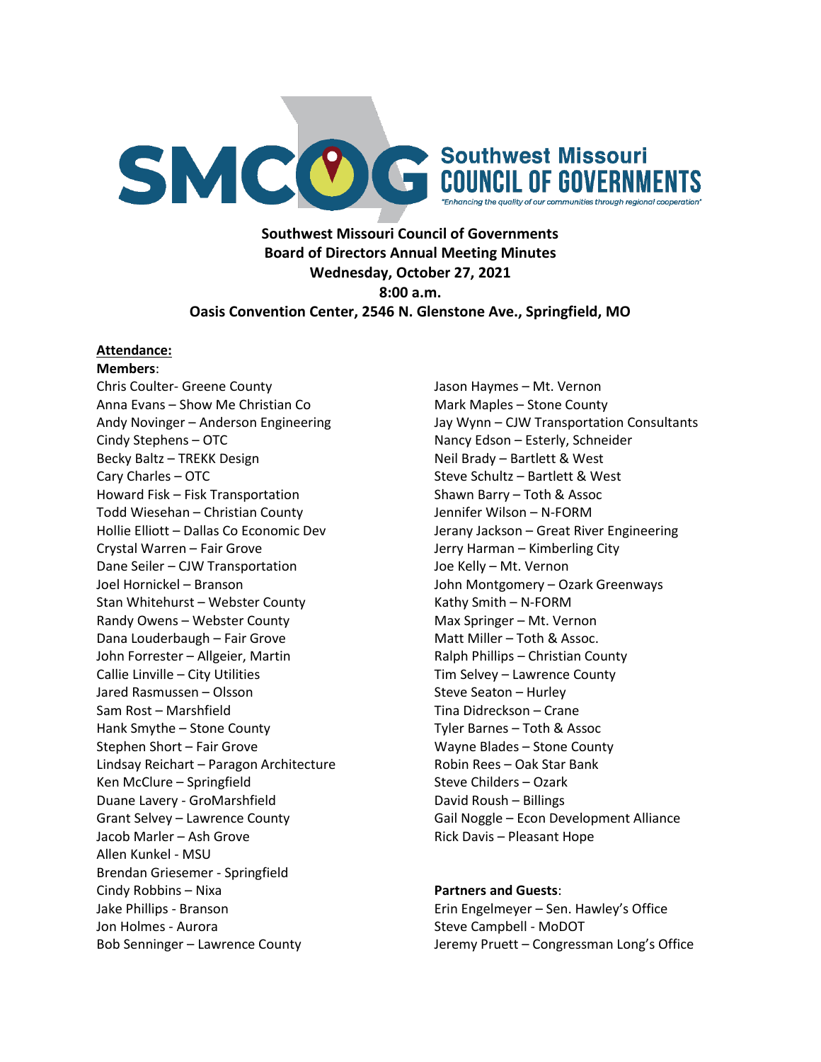SMCOG Southwest Missouri COUNCIL OF GOVERNMENTS

*"Enhancing the quality of our communities through regional cooperation"*

**Southwest Missouri Council of Governments**
**Board of Directors Annual Meeting Minutes**
**Wednesday, October 27, 2021**
**8:00 a.m.**
**Oasis Convention Center, 2546 N. Glenstone Ave., Springfield, MO**

**Attendance:**

**Members**:

Chris Coulter- Greene County
Anna Evans – Show Me Christian Co
Andy Novinger – Anderson Engineering
Cindy Stephens – OTC
Becky Baltz – TREKK Design
Cary Charles – OTC
Howard Fisk – Fisk Transportation
Todd Wiesehan – Christian County
Hollie Elliott – Dallas Co Economic Dev
Crystal Warren – Fair Grove
Dane Seiler – CJW Transportation
Joel Hornickel – Branson
Stan Whitehurst – Webster County
Randy Owens – Webster County
Dana Louderbaugh – Fair Grove
John Forrester – Allgeier, Martin
Callie Linville – City Utilities
Jared Rasmussen – Olsson
Sam Rost – Marshfield
Hank Smythe – Stone County
Stephen Short – Fair Grove
Lindsay Reichart – Paragon Architecture
Ken McClure – Springfield
Duane Lavery - GroMarshfield
Grant Selvey – Lawrence County
Jacob Marler – Ash Grove
Allen Kunkel - MSU
Brendan Griesemer - Springfield
Cindy Robbins – Nixa
Jake Phillips - Branson
Jon Holmes - Aurora
Bob Senninger – Lawrence County
Jason Haymes – Mt. Vernon
Mark Maples – Stone County
Jay Wynn – CJW Transportation Consultants
Nancy Edson – Esterly, Schneider
Neil Brady – Bartlett & West
Steve Schultz – Bartlett & West
Shawn Barry – Toth & Assoc
Jennifer Wilson – N-FORM
Jerany Jackson – Great River Engineering
Jerry Harman – Kimberling City
Joe Kelly – Mt. Vernon
John Montgomery – Ozark Greenways
Kathy Smith – N-FORM
Max Springer – Mt. Vernon
Matt Miller – Toth & Assoc.
Ralph Phillips – Christian County
Tim Selvey – Lawrence County
Steve Seaton – Hurley
Tina Didreckson – Crane
Tyler Barnes – Toth & Assoc
Wayne Blades – Stone County
Robin Rees – Oak Star Bank
Steve Childers – Ozark
David Roush – Billings
Gail Noggle – Econ Development Alliance
Rick Davis – Pleasant Hope

**Partners and Guests**:

Erin Engelmeyer – Sen. Hawley's Office
Steve Campbell - MoDOT
Jeremy Pruett – Congressman Long's Office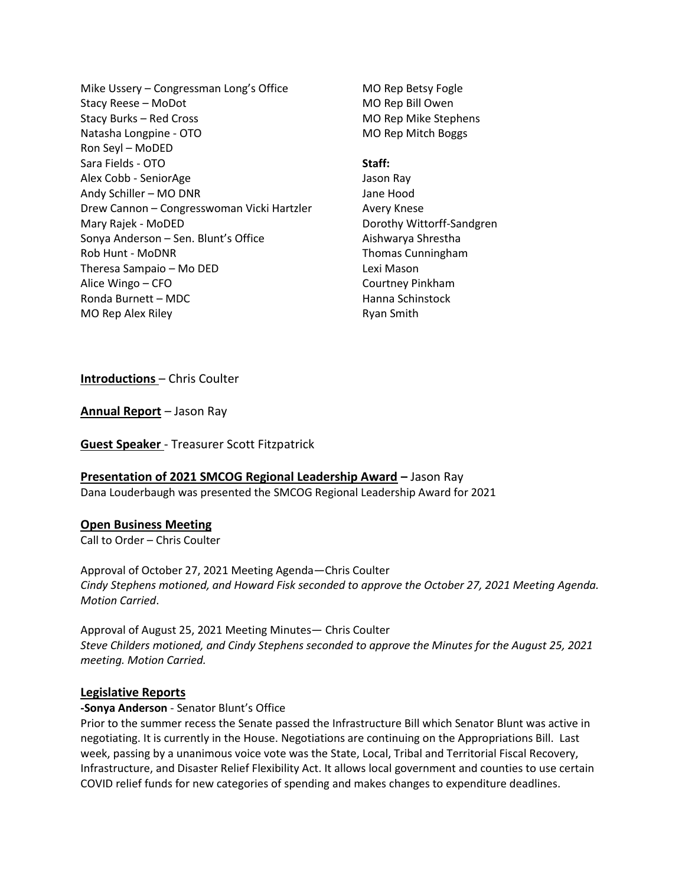Mike Ussery – Congressman Long's Office
Stacy Reese – MoDot
Stacy Burks – Red Cross
Natasha Longpine - OTO
Ron Seyl – MoDED
Sara Fields - OTO
Alex Cobb - SeniorAge
Andy Schiller – MO DNR
Drew Cannon – Congresswoman Vicki Hartzler
Mary Rajek - MoDED
Sonya Anderson – Sen. Blunt's Office
Rob Hunt - MoDNR
Theresa Sampaio – Mo DED
Alice Wingo – CFO
Ronda Burnett – MDC
MO Rep Alex Riley
MO Rep Betsy Fogle
MO Rep Bill Owen
MO Rep Mike Stephens
MO Rep Mitch Boggs

**Staff:**
Jason Ray
Jane Hood
Avery Knese
Dorothy Wittorff-Sandgren
Aishwarya Shrestha
Thomas Cunningham
Lexi Mason
Courtney Pinkham
Hanna Schinstock
Ryan Smith

**Introductions** – Chris Coulter

**Annual Report** – Jason Ray

**Guest Speaker** - Treasurer Scott Fitzpatrick

**Presentation of 2021 SMCOG Regional Leadership Award –** Jason Ray
Dana Louderbaugh was presented the SMCOG Regional Leadership Award for 2021

**Open Business Meeting**
Call to Order – Chris Coulter

Approval of October 27, 2021 Meeting Agenda—Chris Coulter
*Cindy Stephens motioned, and Howard Fisk seconded to approve the October 27, 2021 Meeting Agenda. Motion Carried*.

Approval of August 25, 2021 Meeting Minutes— Chris Coulter
*Steve Childers motioned, and Cindy Stephens seconded to approve the Minutes for the August 25, 2021 meeting. Motion Carried.*

**Legislative Reports**

**-Sonya Anderson** - Senator Blunt's Office
Prior to the summer recess the Senate passed the Infrastructure Bill which Senator Blunt was active in negotiating. It is currently in the House. Negotiations are continuing on the Appropriations Bill. Last week, passing by a unanimous voice vote was the State, Local, Tribal and Territorial Fiscal Recovery, Infrastructure, and Disaster Relief Flexibility Act. It allows local government and counties to use certain COVID relief funds for new categories of spending and makes changes to expenditure deadlines.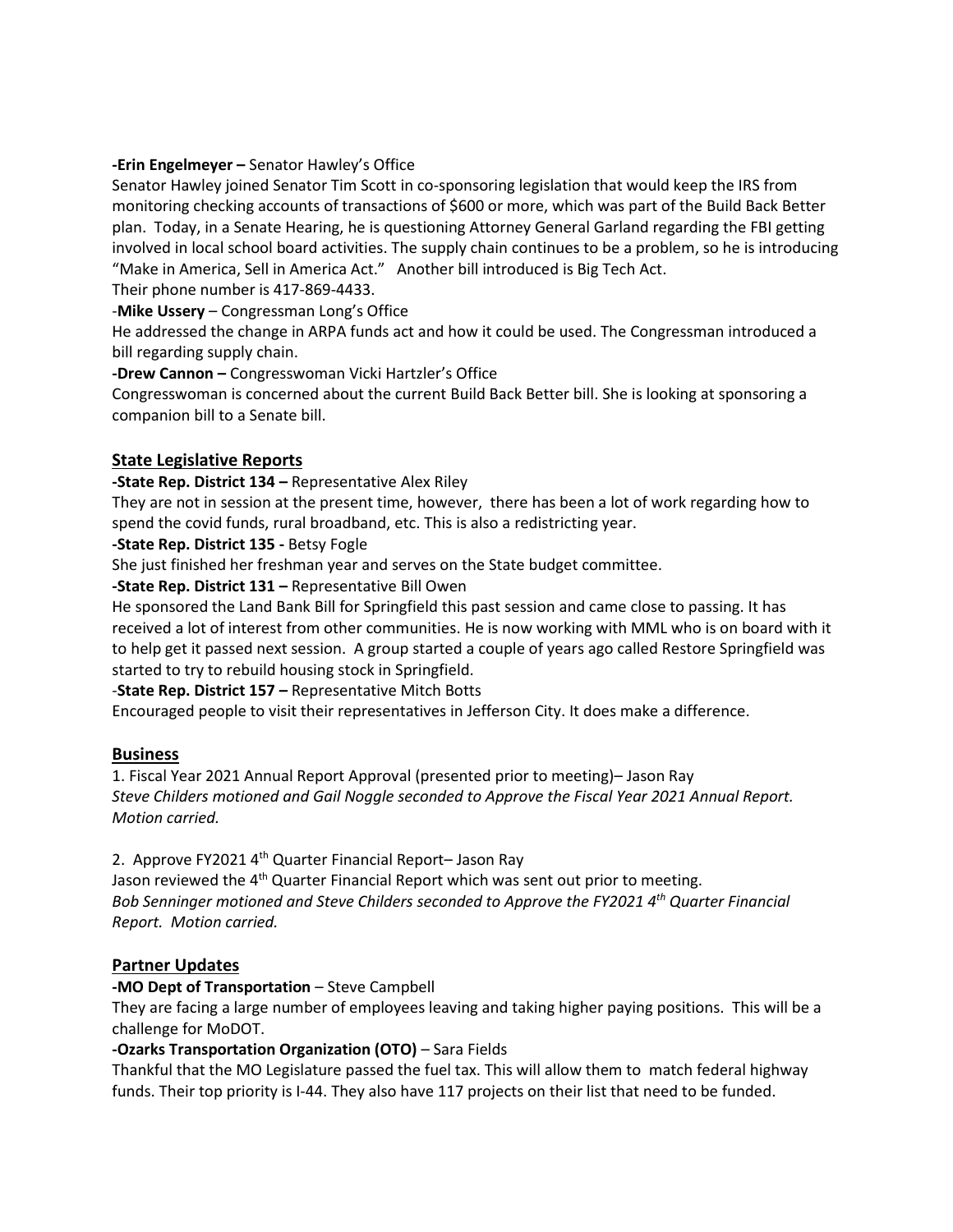**-Erin Engelmeyer –** Senator Hawley's Office

Senator Hawley joined Senator Tim Scott in co-sponsoring legislation that would keep the IRS from monitoring checking accounts of transactions of $600 or more, which was part of the Build Back Better plan. Today, in a Senate Hearing, he is questioning Attorney General Garland regarding the FBI getting involved in local school board activities. The supply chain continues to be a problem, so he is introducing "Make in America, Sell in America Act." Another bill introduced is Big Tech Act.

Their phone number is 417-869-4433.

-**Mike Ussery** – Congressman Long's Office

He addressed the change in ARPA funds act and how it could be used. The Congressman introduced a bill regarding supply chain.

**-Drew Cannon –** Congresswoman Vicki Hartzler's Office

Congresswoman is concerned about the current Build Back Better bill. She is looking at sponsoring a companion bill to a Senate bill.

## State Legislative Reports

**-State Rep. District 134 –** Representative Alex Riley

They are not in session at the present time, however, there has been a lot of work regarding how to spend the covid funds, rural broadband, etc. This is also a redistricting year.

**-State Rep. District 135 -** Betsy Fogle

She just finished her freshman year and serves on the State budget committee.

**-State Rep. District 131 –** Representative Bill Owen

He sponsored the Land Bank Bill for Springfield this past session and came close to passing. It has received a lot of interest from other communities. He is now working with MML who is on board with it to help get it passed next session. A group started a couple of years ago called Restore Springfield was started to try to rebuild housing stock in Springfield.

-**State Rep. District 157 –** Representative Mitch Botts

Encouraged people to visit their representatives in Jefferson City. It does make a difference.

## Business

1. Fiscal Year 2021 Annual Report Approval (presented prior to meeting)– Jason Ray

*Steve Childers motioned and Gail Noggle seconded to Approve the Fiscal Year 2021 Annual Report. Motion carried.*

2. Approve FY2021 4th Quarter Financial Report– Jason Ray

Jason reviewed the 4th Quarter Financial Report which was sent out prior to meeting.

*Bob Senninger motioned and Steve Childers seconded to Approve the FY2021 4th Quarter Financial Report. Motion carried.*

## Partner Updates

**-MO Dept of Transportation** – Steve Campbell

They are facing a large number of employees leaving and taking higher paying positions. This will be a challenge for MoDOT.

**-Ozarks Transportation Organization (OTO)** – Sara Fields

Thankful that the MO Legislature passed the fuel tax. This will allow them to match federal highway funds. Their top priority is I-44. They also have 117 projects on their list that need to be funded.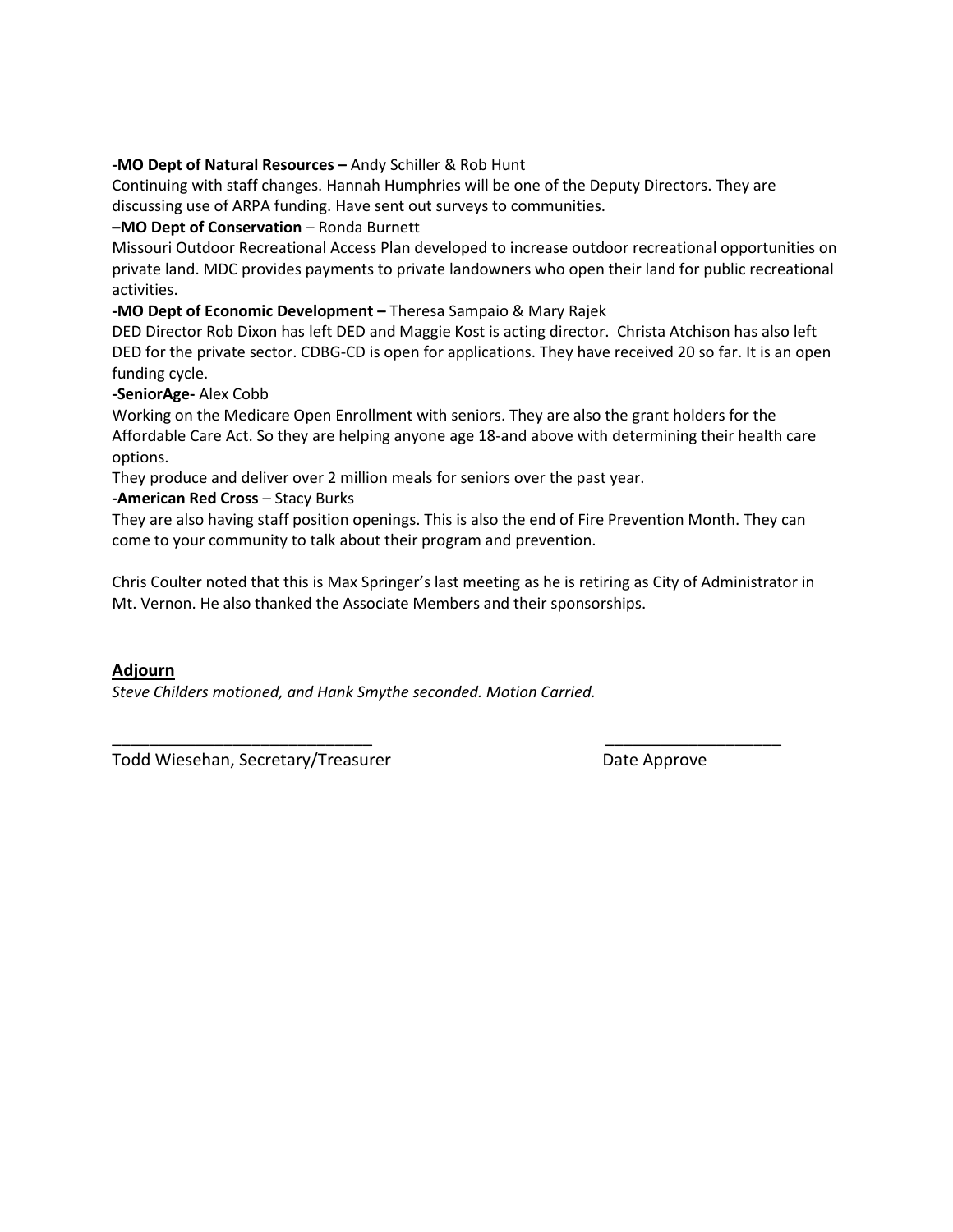**-MO Dept of Natural Resources –** Andy Schiller & Rob Hunt
Continuing with staff changes. Hannah Humphries will be one of the Deputy Directors. They are discussing use of ARPA funding. Have sent out surveys to communities.

**–MO Dept of Conservation** – Ronda Burnett
Missouri Outdoor Recreational Access Plan developed to increase outdoor recreational opportunities on private land. MDC provides payments to private landowners who open their land for public recreational activities.

**-MO Dept of Economic Development –** Theresa Sampaio & Mary Rajek
DED Director Rob Dixon has left DED and Maggie Kost is acting director. Christa Atchison has also left DED for the private sector. CDBG-CD is open for applications. They have received 20 so far. It is an open funding cycle.

**-SeniorAge-** Alex Cobb
Working on the Medicare Open Enrollment with seniors. They are also the grant holders for the Affordable Care Act. So they are helping anyone age 18-and above with determining their health care options.
They produce and deliver over 2 million meals for seniors over the past year.

**-American Red Cross** – Stacy Burks
They are also having staff position openings. This is also the end of Fire Prevention Month. They can come to your community to talk about their program and prevention.

Chris Coulter noted that this is Max Springer's last meeting as he is retiring as City of Administrator in Mt. Vernon. He also thanked the Associate Members and their sponsorships.

## Adjourn

*Steve Childers motioned, and Hank Smythe seconded. Motion Carried.*

_____________________________ ____________________
Todd Wiesehan, Secretary/Treasurer Date Approve